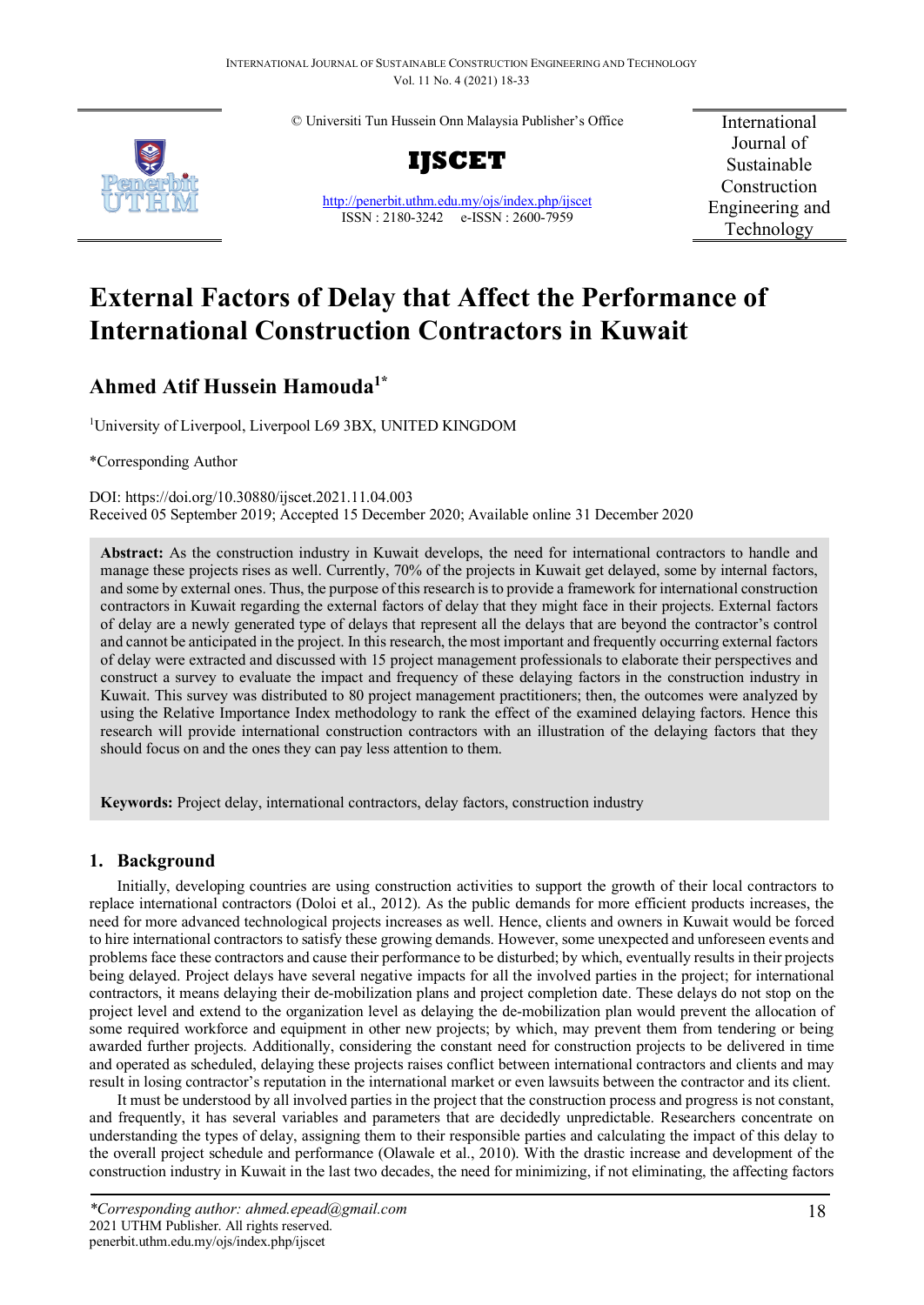© Universiti Tun Hussein Onn Malaysia Publisher's Office

**IJSCET**

http://penerbit.uthm.edu.my/ojs/index.php/ijscet
ISSN : 2180-3242 e-ISSN : 2600-7959

International Journal of Sustainable Construction Engineering and Technology

# External Factors of Delay that Affect the Performance of International Construction Contractors in Kuwait

## Ahmed Atif Hussein Hamouda[1*]

[1]University of Liverpool, Liverpool L69 3BX, UNITED KINGDOM

*Corresponding Author

DOI: https://doi.org/10.30880/ijscet.2021.11.04.003
Received 05 September 2019; Accepted 15 December 2020; Available online 31 December 2020

**Abstract:** As the construction industry in Kuwait develops, the need for international contractors to handle and manage these projects rises as well. Currently, 70% of the projects in Kuwait get delayed, some by internal factors, and some by external ones. Thus, the purpose of this research is to provide a framework for international construction contractors in Kuwait regarding the external factors of delay that they might face in their projects. External factors of delay are a newly generated type of delays that represent all the delays that are beyond the contractor's control and cannot be anticipated in the project. In this research, the most important and frequently occurring external factors of delay were extracted and discussed with 15 project management professionals to elaborate their perspectives and construct a survey to evaluate the impact and frequency of these delaying factors in the construction industry in Kuwait. This survey was distributed to 80 project management practitioners; then, the outcomes were analyzed by using the Relative Importance Index methodology to rank the effect of the examined delaying factors. Hence this research will provide international construction contractors with an illustration of the delaying factors that they should focus on and the ones they can pay less attention to them.

**Keywords:** Project delay, international contractors, delay factors, construction industry

## 1. Background

Initially, developing countries are using construction activities to support the growth of their local contractors to replace international contractors (Doloi et al., 2012). As the public demands for more efficient products increases, the need for more advanced technological projects increases as well. Hence, clients and owners in Kuwait would be forced to hire international contractors to satisfy these growing demands. However, some unexpected and unforeseen events and problems face these contractors and cause their performance to be disturbed; by which, eventually results in their projects being delayed. Project delays have several negative impacts for all the involved parties in the project; for international contractors, it means delaying their de-mobilization plans and project completion date. These delays do not stop on the project level and extend to the organization level as delaying the de-mobilization plan would prevent the allocation of some required workforce and equipment in other new projects; by which, may prevent them from tendering or being awarded further projects. Additionally, considering the constant need for construction projects to be delivered in time and operated as scheduled, delaying these projects raises conflict between international contractors and clients and may result in losing contractor's reputation in the international market or even lawsuits between the contractor and its client.

It must be understood by all involved parties in the project that the construction process and progress is not constant, and frequently, it has several variables and parameters that are decidedly unpredictable. Researchers concentrate on understanding the types of delay, assigning them to their responsible parties and calculating the impact of this delay to the overall project schedule and performance (Olawale et al., 2010). With the drastic increase and development of the construction industry in Kuwait in the last two decades, the need for minimizing, if not eliminating, the affecting factors

*Corresponding author: ahmed.epead@gmail.com
2021 UTHM Publisher. All rights reserved.
penerbit.uthm.edu.my/ojs/index.php/ijscet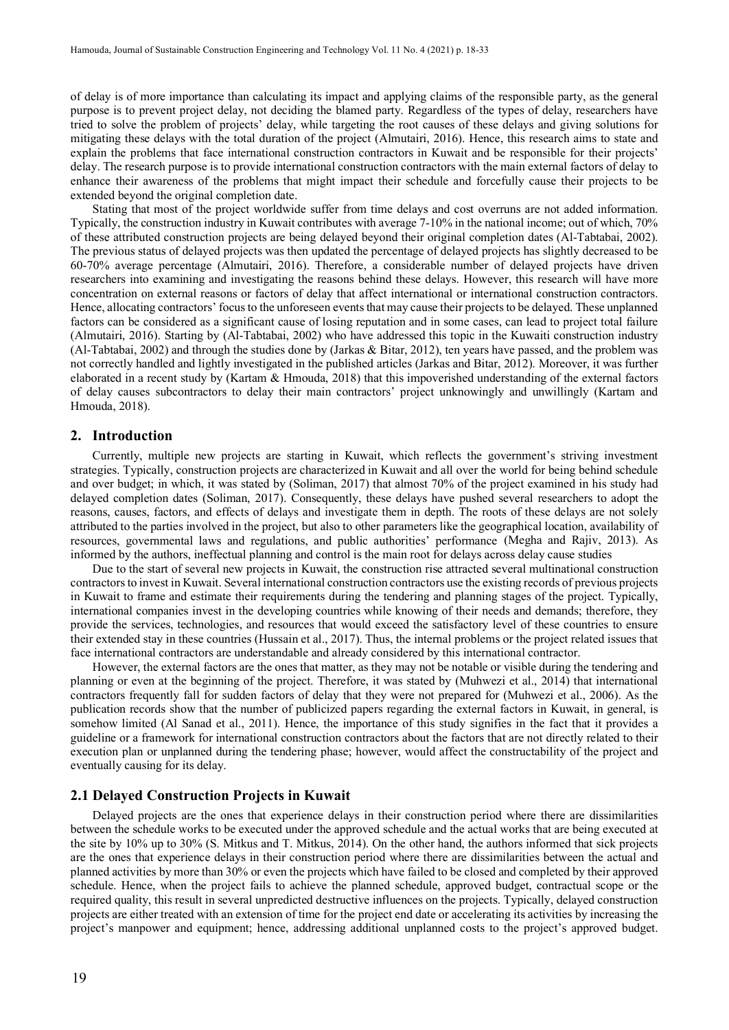of delay is of more importance than calculating its impact and applying claims of the responsible party, as the general purpose is to prevent project delay, not deciding the blamed party. Regardless of the types of delay, researchers have tried to solve the problem of projects' delay, while targeting the root causes of these delays and giving solutions for mitigating these delays with the total duration of the project (Almutairi, 2016). Hence, this research aims to state and explain the problems that face international construction contractors in Kuwait and be responsible for their projects' delay. The research purpose is to provide international construction contractors with the main external factors of delay to enhance their awareness of the problems that might impact their schedule and forcefully cause their projects to be extended beyond the original completion date.

Stating that most of the project worldwide suffer from time delays and cost overruns are not added information. Typically, the construction industry in Kuwait contributes with average 7-10% in the national income; out of which, 70% of these attributed construction projects are being delayed beyond their original completion dates (Al-Tabtabai, 2002). The previous status of delayed projects was then updated the percentage of delayed projects has slightly decreased to be 60-70% average percentage (Almutairi, 2016). Therefore, a considerable number of delayed projects have driven researchers into examining and investigating the reasons behind these delays. However, this research will have more concentration on external reasons or factors of delay that affect international or international construction contractors. Hence, allocating contractors' focus to the unforeseen events that may cause their projects to be delayed. These unplanned factors can be considered as a significant cause of losing reputation and in some cases, can lead to project total failure (Almutairi, 2016). Starting by (Al-Tabtabai, 2002) who have addressed this topic in the Kuwaiti construction industry (Al-Tabtabai, 2002) and through the studies done by (Jarkas & Bitar, 2012), ten years have passed, and the problem was not correctly handled and lightly investigated in the published articles (Jarkas and Bitar, 2012). Moreover, it was further elaborated in a recent study by (Kartam & Hmouda, 2018) that this impoverished understanding of the external factors of delay causes subcontractors to delay their main contractors' project unknowingly and unwillingly (Kartam and Hmouda, 2018).

## 2. Introduction

Currently, multiple new projects are starting in Kuwait, which reflects the government's striving investment strategies. Typically, construction projects are characterized in Kuwait and all over the world for being behind schedule and over budget; in which, it was stated by (Soliman, 2017) that almost 70% of the project examined in his study had delayed completion dates (Soliman, 2017). Consequently, these delays have pushed several researchers to adopt the reasons, causes, factors, and effects of delays and investigate them in depth. The roots of these delays are not solely attributed to the parties involved in the project, but also to other parameters like the geographical location, availability of resources, governmental laws and regulations, and public authorities' performance (Megha and Rajiv, 2013). As informed by the authors, ineffectual planning and control is the main root for delays across delay cause studies

Due to the start of several new projects in Kuwait, the construction rise attracted several multinational construction contractors to invest in Kuwait. Several international construction contractors use the existing records of previous projects in Kuwait to frame and estimate their requirements during the tendering and planning stages of the project. Typically, international companies invest in the developing countries while knowing of their needs and demands; therefore, they provide the services, technologies, and resources that would exceed the satisfactory level of these countries to ensure their extended stay in these countries (Hussain et al., 2017). Thus, the internal problems or the project related issues that face international contractors are understandable and already considered by this international contractor.

However, the external factors are the ones that matter, as they may not be notable or visible during the tendering and planning or even at the beginning of the project. Therefore, it was stated by (Muhwezi et al., 2014) that international contractors frequently fall for sudden factors of delay that they were not prepared for (Muhwezi et al., 2006). As the publication records show that the number of publicized papers regarding the external factors in Kuwait, in general, is somehow limited (Al Sanad et al., 2011). Hence, the importance of this study signifies in the fact that it provides a guideline or a framework for international construction contractors about the factors that are not directly related to their execution plan or unplanned during the tendering phase; however, would affect the constructability of the project and eventually causing for its delay.

### 2.1 Delayed Construction Projects in Kuwait

Delayed projects are the ones that experience delays in their construction period where there are dissimilarities between the schedule works to be executed under the approved schedule and the actual works that are being executed at the site by 10% up to 30% (S. Mitkus and T. Mitkus, 2014). On the other hand, the authors informed that sick projects are the ones that experience delays in their construction period where there are dissimilarities between the actual and planned activities by more than 30% or even the projects which have failed to be closed and completed by their approved schedule. Hence, when the project fails to achieve the planned schedule, approved budget, contractual scope or the required quality, this result in several unpredicted destructive influences on the projects. Typically, delayed construction projects are either treated with an extension of time for the project end date or accelerating its activities by increasing the project's manpower and equipment; hence, addressing additional unplanned costs to the project's approved budget.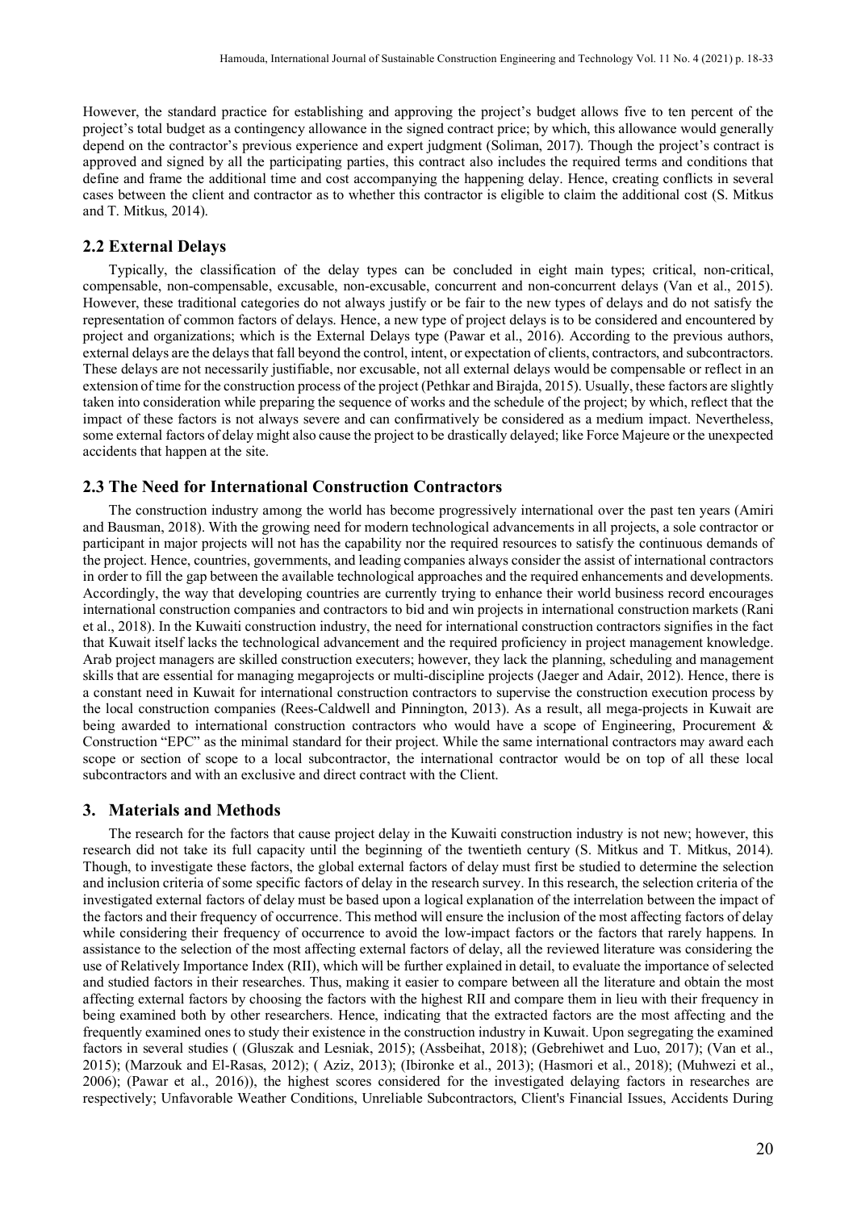However, the standard practice for establishing and approving the project's budget allows five to ten percent of the project's total budget as a contingency allowance in the signed contract price; by which, this allowance would generally depend on the contractor's previous experience and expert judgment (Soliman, 2017). Though the project's contract is approved and signed by all the participating parties, this contract also includes the required terms and conditions that define and frame the additional time and cost accompanying the happening delay. Hence, creating conflicts in several cases between the client and contractor as to whether this contractor is eligible to claim the additional cost (S. Mitkus and T. Mitkus, 2014).

## 2.2 External Delays

Typically, the classification of the delay types can be concluded in eight main types; critical, non-critical, compensable, non-compensable, excusable, non-excusable, concurrent and non-concurrent delays (Van et al., 2015). However, these traditional categories do not always justify or be fair to the new types of delays and do not satisfy the representation of common factors of delays. Hence, a new type of project delays is to be considered and encountered by project and organizations; which is the External Delays type (Pawar et al., 2016). According to the previous authors, external delays are the delays that fall beyond the control, intent, or expectation of clients, contractors, and subcontractors. These delays are not necessarily justifiable, nor excusable, not all external delays would be compensable or reflect in an extension of time for the construction process of the project (Pethkar and Birajda, 2015). Usually, these factors are slightly taken into consideration while preparing the sequence of works and the schedule of the project; by which, reflect that the impact of these factors is not always severe and can confirmatively be considered as a medium impact. Nevertheless, some external factors of delay might also cause the project to be drastically delayed; like Force Majeure or the unexpected accidents that happen at the site.

## 2.3 The Need for International Construction Contractors

The construction industry among the world has become progressively international over the past ten years (Amiri and Bausman, 2018). With the growing need for modern technological advancements in all projects, a sole contractor or participant in major projects will not has the capability nor the required resources to satisfy the continuous demands of the project. Hence, countries, governments, and leading companies always consider the assist of international contractors in order to fill the gap between the available technological approaches and the required enhancements and developments. Accordingly, the way that developing countries are currently trying to enhance their world business record encourages international construction companies and contractors to bid and win projects in international construction markets (Rani et al., 2018). In the Kuwaiti construction industry, the need for international construction contractors signifies in the fact that Kuwait itself lacks the technological advancement and the required proficiency in project management knowledge. Arab project managers are skilled construction executers; however, they lack the planning, scheduling and management skills that are essential for managing megaprojects or multi-discipline projects (Jaeger and Adair, 2012). Hence, there is a constant need in Kuwait for international construction contractors to supervise the construction execution process by the local construction companies (Rees-Caldwell and Pinnington, 2013). As a result, all mega-projects in Kuwait are being awarded to international construction contractors who would have a scope of Engineering, Procurement & Construction "EPC" as the minimal standard for their project. While the same international contractors may award each scope or section of scope to a local subcontractor, the international contractor would be on top of all these local subcontractors and with an exclusive and direct contract with the Client.

## 3. Materials and Methods

The research for the factors that cause project delay in the Kuwaiti construction industry is not new; however, this research did not take its full capacity until the beginning of the twentieth century (S. Mitkus and T. Mitkus, 2014). Though, to investigate these factors, the global external factors of delay must first be studied to determine the selection and inclusion criteria of some specific factors of delay in the research survey. In this research, the selection criteria of the investigated external factors of delay must be based upon a logical explanation of the interrelation between the impact of the factors and their frequency of occurrence. This method will ensure the inclusion of the most affecting factors of delay while considering their frequency of occurrence to avoid the low-impact factors or the factors that rarely happens. In assistance to the selection of the most affecting external factors of delay, all the reviewed literature was considering the use of Relatively Importance Index (RII), which will be further explained in detail, to evaluate the importance of selected and studied factors in their researches. Thus, making it easier to compare between all the literature and obtain the most affecting external factors by choosing the factors with the highest RII and compare them in lieu with their frequency in being examined both by other researchers. Hence, indicating that the extracted factors are the most affecting and the frequently examined ones to study their existence in the construction industry in Kuwait. Upon segregating the examined factors in several studies ( (Gluszak and Lesniak, 2015); (Assbeihat, 2018); (Gebrehiwet and Luo, 2017); (Van et al., 2015); (Marzouk and El-Rasas, 2012); ( Aziz, 2013); (Ibironke et al., 2013); (Hasmori et al., 2018); (Muhwezi et al., 2006); (Pawar et al., 2016)), the highest scores considered for the investigated delaying factors in researches are respectively; Unfavorable Weather Conditions, Unreliable Subcontractors, Client's Financial Issues, Accidents During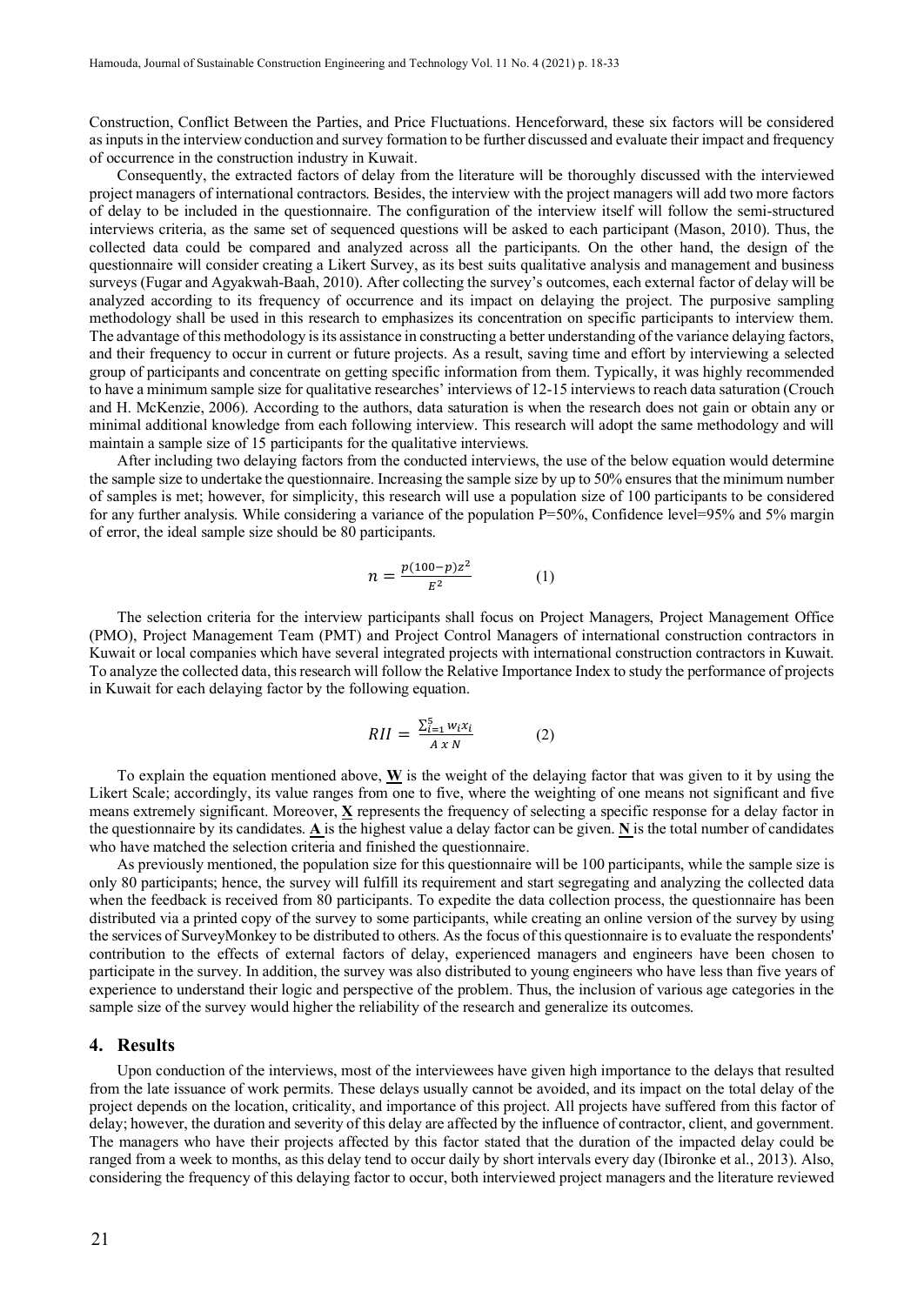Construction, Conflict Between the Parties, and Price Fluctuations. Henceforward, these six factors will be considered as inputs in the interview conduction and survey formation to be further discussed and evaluate their impact and frequency of occurrence in the construction industry in Kuwait.

Consequently, the extracted factors of delay from the literature will be thoroughly discussed with the interviewed project managers of international contractors. Besides, the interview with the project managers will add two more factors of delay to be included in the questionnaire. The configuration of the interview itself will follow the semi-structured interviews criteria, as the same set of sequenced questions will be asked to each participant (Mason, 2010). Thus, the collected data could be compared and analyzed across all the participants. On the other hand, the design of the questionnaire will consider creating a Likert Survey, as its best suits qualitative analysis and management and business surveys (Fugar and Agyakwah-Baah, 2010). After collecting the survey's outcomes, each external factor of delay will be analyzed according to its frequency of occurrence and its impact on delaying the project. The purposive sampling methodology shall be used in this research to emphasizes its concentration on specific participants to interview them. The advantage of this methodology is its assistance in constructing a better understanding of the variance delaying factors, and their frequency to occur in current or future projects. As a result, saving time and effort by interviewing a selected group of participants and concentrate on getting specific information from them. Typically, it was highly recommended to have a minimum sample size for qualitative researches' interviews of 12-15 interviews to reach data saturation (Crouch and H. McKenzie, 2006). According to the authors, data saturation is when the research does not gain or obtain any or minimal additional knowledge from each following interview. This research will adopt the same methodology and will maintain a sample size of 15 participants for the qualitative interviews.

After including two delaying factors from the conducted interviews, the use of the below equation would determine the sample size to undertake the questionnaire. Increasing the sample size by up to 50% ensures that the minimum number of samples is met; however, for simplicity, this research will use a population size of 100 participants to be considered for any further analysis. While considering a variance of the population P=50%, Confidence level=95% and 5% margin of error, the ideal sample size should be 80 participants.

$$n = \frac{p(100-p)z^2}{E^2} \qquad (1)$$

The selection criteria for the interview participants shall focus on Project Managers, Project Management Office (PMO), Project Management Team (PMT) and Project Control Managers of international construction contractors in Kuwait or local companies which have several integrated projects with international construction contractors in Kuwait. To analyze the collected data, this research will follow the Relative Importance Index to study the performance of projects in Kuwait for each delaying factor by the following equation.

$$RII = \frac{\sum_{i=1}^{5} w_i x_i}{A \times N} \qquad (2)$$

To explain the equation mentioned above, **W** is the weight of the delaying factor that was given to it by using the Likert Scale; accordingly, its value ranges from one to five, where the weighting of one means not significant and five means extremely significant. Moreover, **X** represents the frequency of selecting a specific response for a delay factor in the questionnaire by its candidates. **A** is the highest value a delay factor can be given. **N** is the total number of candidates who have matched the selection criteria and finished the questionnaire.

As previously mentioned, the population size for this questionnaire will be 100 participants, while the sample size is only 80 participants; hence, the survey will fulfill its requirement and start segregating and analyzing the collected data when the feedback is received from 80 participants. To expedite the data collection process, the questionnaire has been distributed via a printed copy of the survey to some participants, while creating an online version of the survey by using the services of SurveyMonkey to be distributed to others. As the focus of this questionnaire is to evaluate the respondents' contribution to the effects of external factors of delay, experienced managers and engineers have been chosen to participate in the survey. In addition, the survey was also distributed to young engineers who have less than five years of experience to understand their logic and perspective of the problem. Thus, the inclusion of various age categories in the sample size of the survey would higher the reliability of the research and generalize its outcomes.

## 4. Results

Upon conduction of the interviews, most of the interviewees have given high importance to the delays that resulted from the late issuance of work permits. These delays usually cannot be avoided, and its impact on the total delay of the project depends on the location, criticality, and importance of this project. All projects have suffered from this factor of delay; however, the duration and severity of this delay are affected by the influence of contractor, client, and government. The managers who have their projects affected by this factor stated that the duration of the impacted delay could be ranged from a week to months, as this delay tend to occur daily by short intervals every day (Ibironke et al., 2013). Also, considering the frequency of this delaying factor to occur, both interviewed project managers and the literature reviewed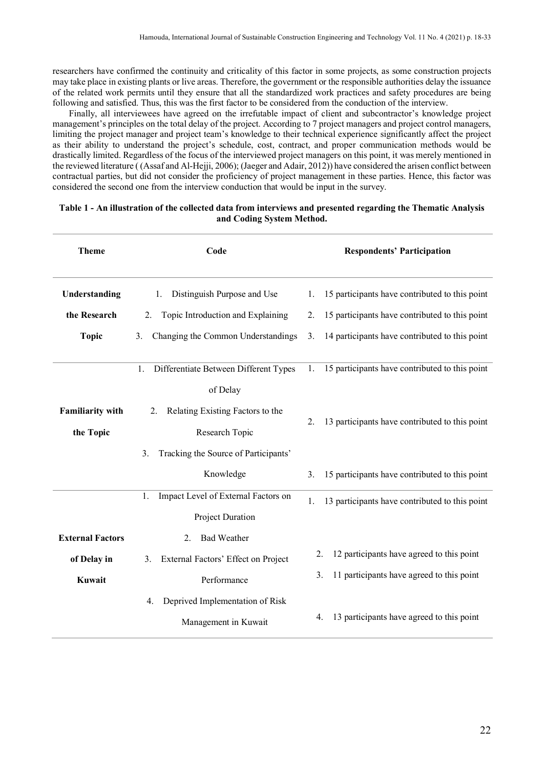researchers have confirmed the continuity and criticality of this factor in some projects, as some construction projects may take place in existing plants or live areas. Therefore, the government or the responsible authorities delay the issuance of the related work permits until they ensure that all the standardized work practices and safety procedures are being following and satisfied. Thus, this was the first factor to be considered from the conduction of the interview.

Finally, all interviewees have agreed on the irrefutable impact of client and subcontractor's knowledge project management's principles on the total delay of the project. According to 7 project managers and project control managers, limiting the project manager and project team's knowledge to their technical experience significantly affect the project as their ability to understand the project's schedule, cost, contract, and proper communication methods would be drastically limited. Regardless of the focus of the interviewed project managers on this point, it was merely mentioned in the reviewed literature ( (Assaf and Al-Hejji, 2006); (Jaeger and Adair, 2012)) have considered the arisen conflict between contractual parties, but did not consider the proficiency of project management in these parties. Hence, this factor was considered the second one from the interview conduction that would be input in the survey.

**Table 1 - An illustration of the collected data from interviews and presented regarding the Thematic Analysis and Coding System Method.**

| Theme | Code | Respondents' Participation |
|---|---|---|
| **Understanding the Research Topic** | 1. Distinguish Purpose and Use | 1. 15 participants have contributed to this point |
| | 2. Topic Introduction and Explaining | 2. 15 participants have contributed to this point |
| | 3. Changing the Common Understandings | 3. 14 participants have contributed to this point |
| **Familiarity with the Topic** | 1. Differentiate Between Different Types of Delay | 1. 15 participants have contributed to this point |
| | 2. Relating Existing Factors to the Research Topic | 2. 13 participants have contributed to this point |
| | 3. Tracking the Source of Participants' Knowledge | 3. 15 participants have contributed to this point |
| **External Factors of Delay in Kuwait** | 1. Impact Level of External Factors on Project Duration | 1. 13 participants have contributed to this point |
| | 2. Bad Weather | 2. 12 participants have agreed to this point |
| | 3. External Factors' Effect on Project Performance | 3. 11 participants have agreed to this point |
| | 4. Deprived Implementation of Risk Management in Kuwait | 4. 13 participants have agreed to this point |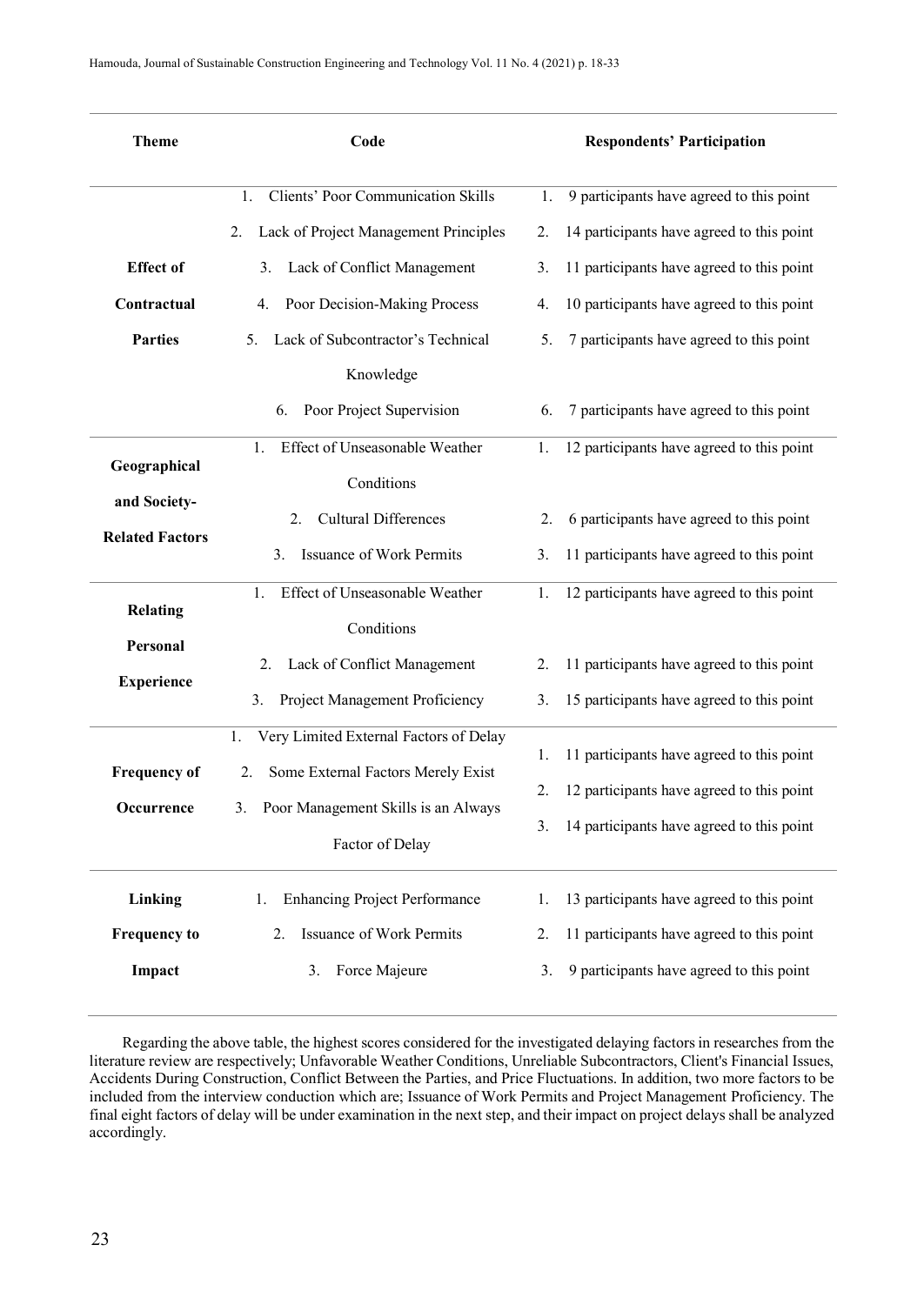| Theme | Code | Respondents' Participation |
| --- | --- | --- |
| **Effect of Contractual Parties** | 1. Clients' Poor Communication Skills | 1. 9 participants have agreed to this point |
| | 2. Lack of Project Management Principles | 2. 14 participants have agreed to this point |
| | 3. Lack of Conflict Management | 3. 11 participants have agreed to this point |
| | 4. Poor Decision-Making Process | 4. 10 participants have agreed to this point |
| | 5. Lack of Subcontractor's Technical Knowledge | 5. 7 participants have agreed to this point |
| | 6. Poor Project Supervision | 6. 7 participants have agreed to this point |
| **Geographical and Society-Related Factors** | 1. Effect of Unseasonable Weather Conditions | 1. 12 participants have agreed to this point |
| | 2. Cultural Differences | 2. 6 participants have agreed to this point |
| | 3. Issuance of Work Permits | 3. 11 participants have agreed to this point |
| **Relating Personal Experience** | 1. Effect of Unseasonable Weather Conditions | 1. 12 participants have agreed to this point |
| | 2. Lack of Conflict Management | 2. 11 participants have agreed to this point |
| | 3. Project Management Proficiency | 3. 15 participants have agreed to this point |
| **Frequency of Occurrence** | 1. Very Limited External Factors of Delay | 1. 11 participants have agreed to this point |
| | 2. Some External Factors Merely Exist | 2. 12 participants have agreed to this point |
| | 3. Poor Management Skills is an Always Factor of Delay | 3. 14 participants have agreed to this point |
| **Linking Frequency to Impact** | 1. Enhancing Project Performance | 1. 13 participants have agreed to this point |
| | 2. Issuance of Work Permits | 2. 11 participants have agreed to this point |
| | 3. Force Majeure | 3. 9 participants have agreed to this point |

Regarding the above table, the highest scores considered for the investigated delaying factors in researches from the literature review are respectively; Unfavorable Weather Conditions, Unreliable Subcontractors, Client's Financial Issues, Accidents During Construction, Conflict Between the Parties, and Price Fluctuations. In addition, two more factors to be included from the interview conduction which are; Issuance of Work Permits and Project Management Proficiency. The final eight factors of delay will be under examination in the next step, and their impact on project delays shall be analyzed accordingly.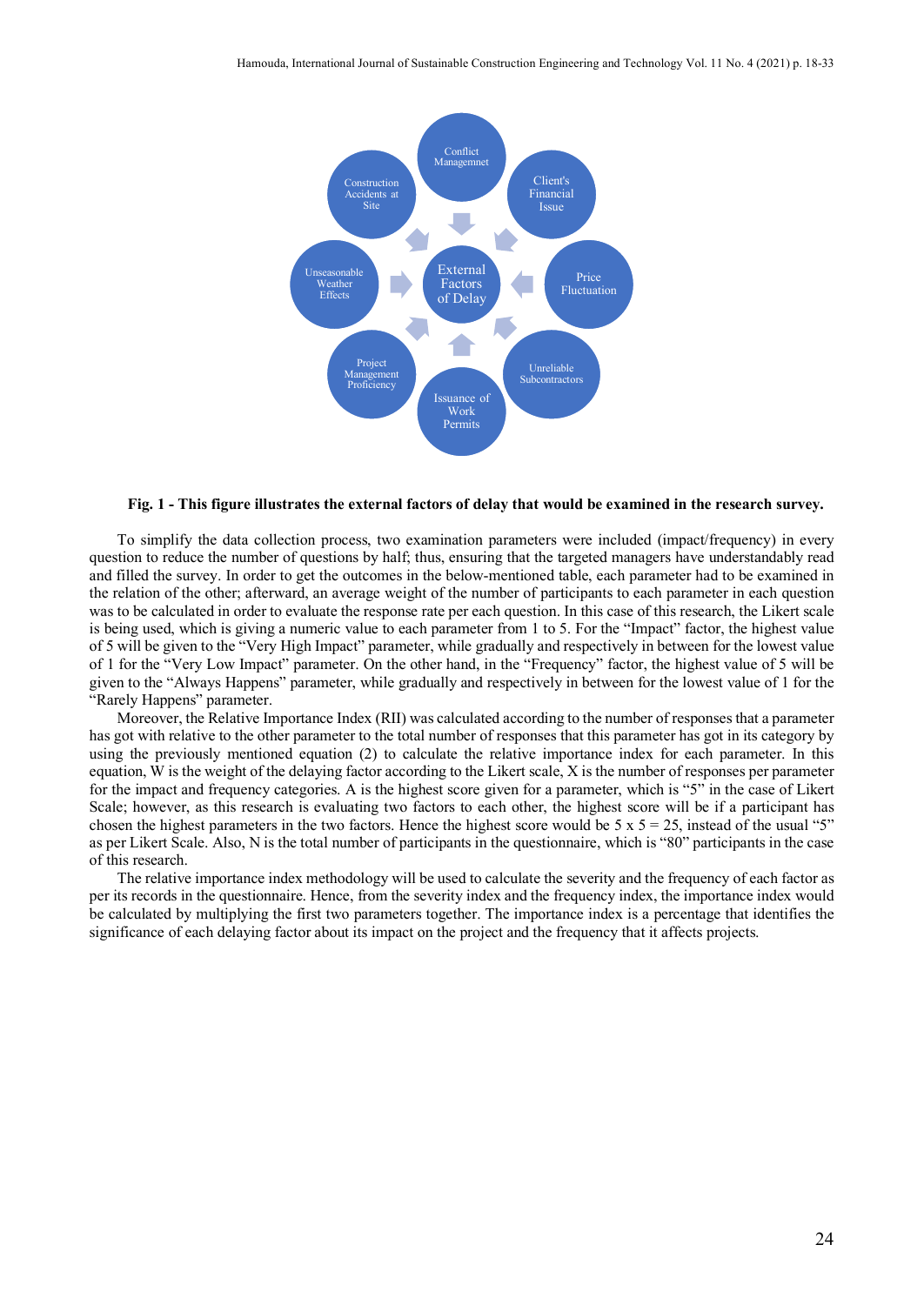**Fig. 1 - This figure illustrates the external factors of delay that would be examined in the research survey.**

To simplify the data collection process, two examination parameters were included (impact/frequency) in every question to reduce the number of questions by half; thus, ensuring that the targeted managers have understandably read and filled the survey. In order to get the outcomes in the below-mentioned table, each parameter had to be examined in the relation of the other; afterward, an average weight of the number of participants to each parameter in each question was to be calculated in order to evaluate the response rate per each question. In this case of this research, the Likert scale is being used, which is giving a numeric value to each parameter from 1 to 5. For the "Impact" factor, the highest value of 5 will be given to the "Very High Impact" parameter, while gradually and respectively in between for the lowest value of 1 for the "Very Low Impact" parameter. On the other hand, in the "Frequency" factor, the highest value of 5 will be given to the "Always Happens" parameter, while gradually and respectively in between for the lowest value of 1 for the "Rarely Happens" parameter.

Moreover, the Relative Importance Index (RII) was calculated according to the number of responses that a parameter has got with relative to the other parameter to the total number of responses that this parameter has got in its category by using the previously mentioned equation (2) to calculate the relative importance index for each parameter. In this equation, W is the weight of the delaying factor according to the Likert scale, X is the number of responses per parameter for the impact and frequency categories. A is the highest score given for a parameter, which is "5" in the case of Likert Scale; however, as this research is evaluating two factors to each other, the highest score will be if a participant has chosen the highest parameters in the two factors. Hence the highest score would be 5 x 5 = 25, instead of the usual "5" as per Likert Scale. Also, N is the total number of participants in the questionnaire, which is "80" participants in the case of this research.

The relative importance index methodology will be used to calculate the severity and the frequency of each factor as per its records in the questionnaire. Hence, from the severity index and the frequency index, the importance index would be calculated by multiplying the first two parameters together. The importance index is a percentage that identifies the significance of each delaying factor about its impact on the project and the frequency that it affects projects.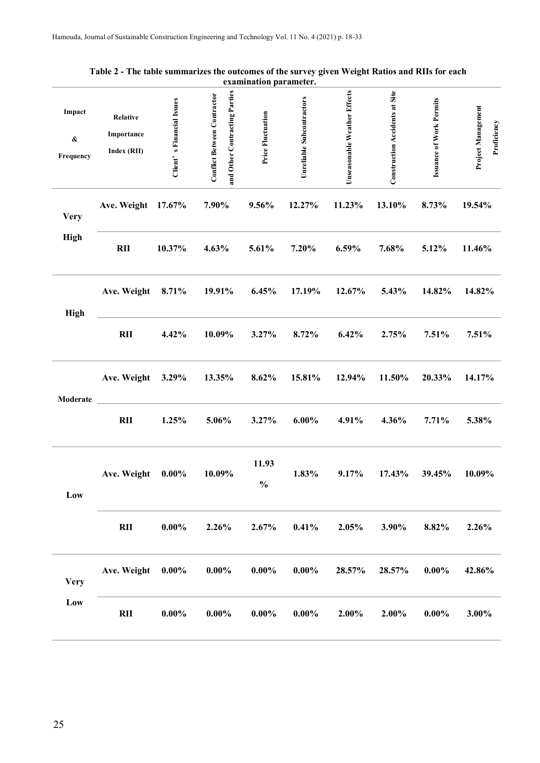**Table 2 - The table summarizes the outcomes of the survey given Weight Ratios and RIIs for each examination parameter.**

| Impact & Frequency | Relative Importance Index (RII) | Client's Financial Issues | Conflict Between Contractor and Other Contracting Parties | Price Fluctuation | Unreliable Subcontractors | Unseasonable Weather Effects | Construction Accidents at Site | Issuance of Work Permits | Project Management Proficiency |
|---|---|---|---|---|---|---|---|---|---|
| Very High | Ave. Weight | 17.67% | 7.90% | 9.56% | 12.27% | 11.23% | 13.10% | 8.73% | 19.54% |
| | RII | 10.37% | 4.63% | 5.61% | 7.20% | 6.59% | 7.68% | 5.12% | 11.46% |
| High | Ave. Weight | 8.71% | 19.91% | 6.45% | 17.19% | 12.67% | 5.43% | 14.82% | 14.82% |
| | RII | 4.42% | 10.09% | 3.27% | 8.72% | 6.42% | 2.75% | 7.51% | 7.51% |
| Moderate | Ave. Weight | 3.29% | 13.35% | 8.62% | 15.81% | 12.94% | 11.50% | 20.33% | 14.17% |
| | RII | 1.25% | 5.06% | 3.27% | 6.00% | 4.91% | 4.36% | 7.71% | 5.38% |
| Low | Ave. Weight | 0.00% | 10.09% | 11.93% | 1.83% | 9.17% | 17.43% | 39.45% | 10.09% |
| | RII | 0.00% | 2.26% | 2.67% | 0.41% | 2.05% | 3.90% | 8.82% | 2.26% |
| Very Low | Ave. Weight | 0.00% | 0.00% | 0.00% | 0.00% | 28.57% | 28.57% | 0.00% | 42.86% |
| | RII | 0.00% | 0.00% | 0.00% | 0.00% | 2.00% | 2.00% | 0.00% | 3.00% |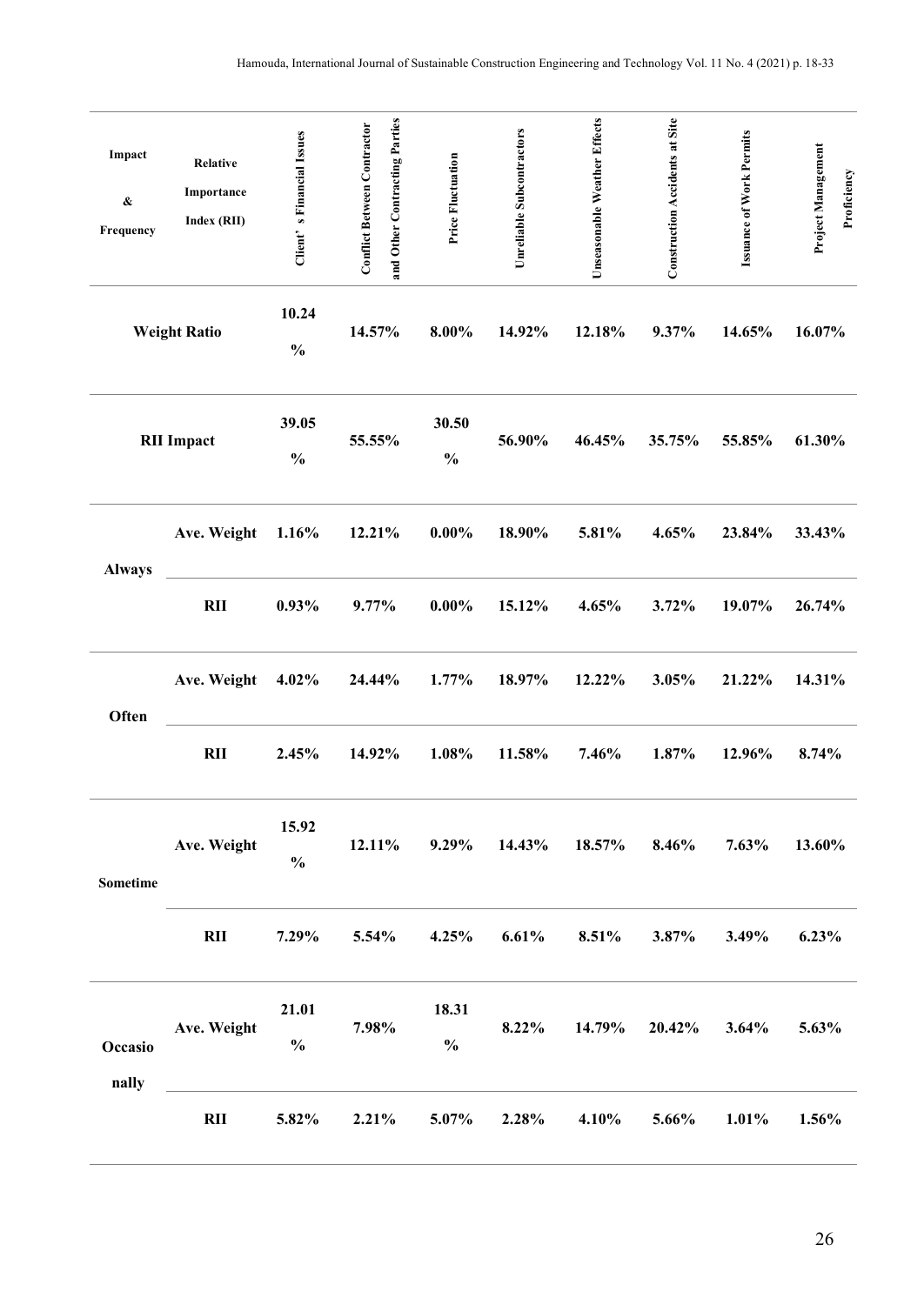| Impact & Frequency | Relative Importance Index (RII) | Client's Financial Issues | Conflict Between Contractor and Other Contracting Parties | Price Fluctuation | Unreliable Subcontractors | Unseasonable Weather Effects | Construction Accidents at Site | Issuance of Work Permits | Project Management Proficiency |
|---|---|---|---|---|---|---|---|---|---|
| Weight Ratio | | 10.24 % | 14.57% | 8.00% | 14.92% | 12.18% | 9.37% | 14.65% | 16.07% |
| RII Impact | | 39.05 % | 55.55% | 30.50 % | 56.90% | 46.45% | 35.75% | 55.85% | 61.30% |
| Always | Ave. Weight | 1.16% | 12.21% | 0.00% | 18.90% | 5.81% | 4.65% | 23.84% | 33.43% |
| | RII | 0.93% | 9.77% | 0.00% | 15.12% | 4.65% | 3.72% | 19.07% | 26.74% |
| Often | Ave. Weight | 4.02% | 24.44% | 1.77% | 18.97% | 12.22% | 3.05% | 21.22% | 14.31% |
| | RII | 2.45% | 14.92% | 1.08% | 11.58% | 7.46% | 1.87% | 12.96% | 8.74% |
| Sometime | Ave. Weight | 15.92 % | 12.11% | 9.29% | 14.43% | 18.57% | 8.46% | 7.63% | 13.60% |
| | RII | 7.29% | 5.54% | 4.25% | 6.61% | 8.51% | 3.87% | 3.49% | 6.23% |
| Occasionally | Ave. Weight | 21.01 % | 7.98% | 18.31 % | 8.22% | 14.79% | 20.42% | 3.64% | 5.63% |
| | RII | 5.82% | 2.21% | 5.07% | 2.28% | 4.10% | 5.66% | 1.01% | 1.56% |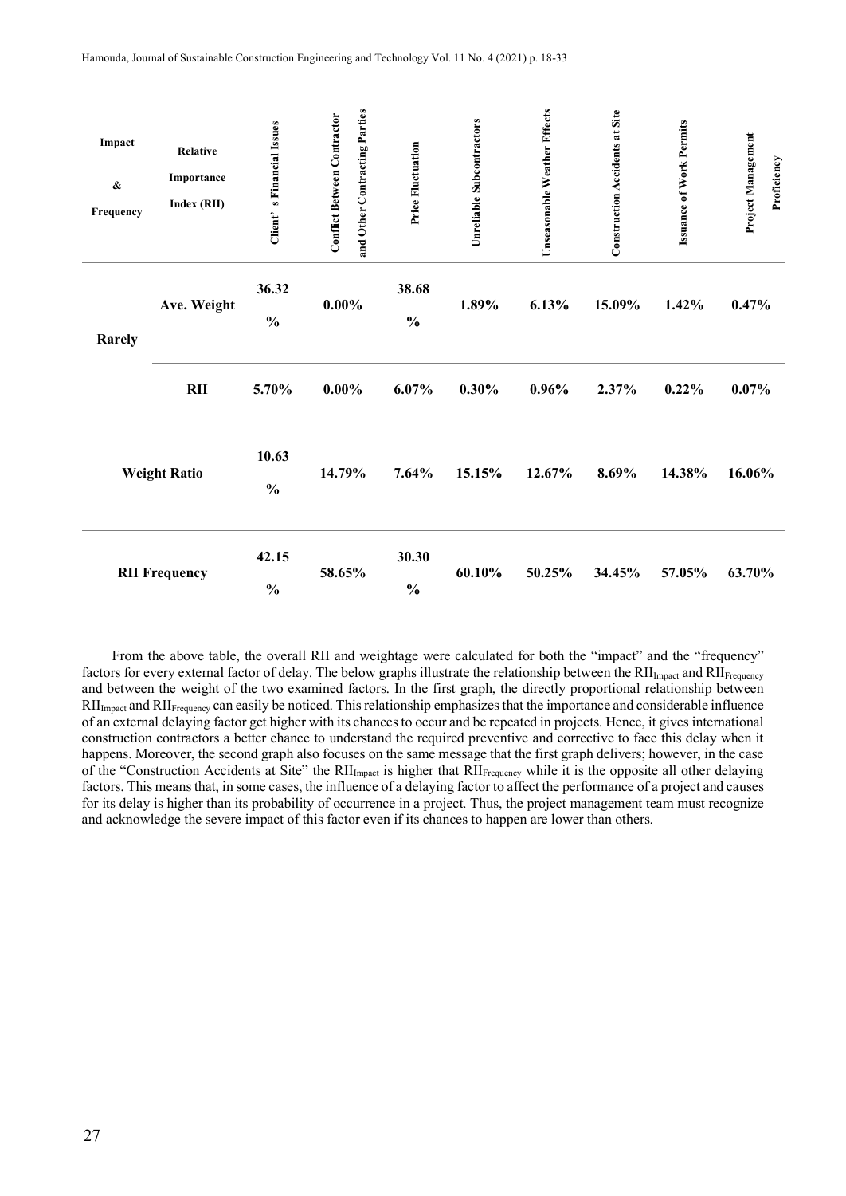| Impact & Frequency | Relative Importance Index (RII) | Client' s Financial Issues | Conflict Between Contractor and Other Contracting Parties | Price Fluctuation | Unreliable Subcontractors | Unseasonable Weather Effects | Construction Accidents at Site | Issuance of Work Permits | Project Management Proficiency |
|---|---|---|---|---|---|---|---|---|---|
| **Rarely** | **Ave. Weight** | **36.32 %** | **0.00%** | **38.68 %** | **1.89%** | **6.13%** | **15.09%** | **1.42%** | **0.47%** |
| | **RII** | **5.70%** | **0.00%** | **6.07%** | **0.30%** | **0.96%** | **2.37%** | **0.22%** | **0.07%** |
| **Weight Ratio** | | **10.63 %** | **14.79%** | **7.64%** | **15.15%** | **12.67%** | **8.69%** | **14.38%** | **16.06%** |
| **RII Frequency** | | **42.15 %** | **58.65%** | **30.30 %** | **60.10%** | **50.25%** | **34.45%** | **57.05%** | **63.70%** |

From the above table, the overall RII and weightage were calculated for both the "impact" and the "frequency" factors for every external factor of delay. The below graphs illustrate the relationship between the $RII_{Impact}$ and $RII_{Frequency}$ and between the weight of the two examined factors. In the first graph, the directly proportional relationship between $RII_{Impact}$ and $RII_{Frequency}$ can easily be noticed. This relationship emphasizes that the importance and considerable influence of an external delaying factor get higher with its chances to occur and be repeated in projects. Hence, it gives international construction contractors a better chance to understand the required preventive and corrective to face this delay when it happens. Moreover, the second graph also focuses on the same message that the first graph delivers; however, in the case of the "Construction Accidents at Site" the $RII_{Impact}$ is higher that $RII_{Frequency}$ while it is the opposite all other delaying factors. This means that, in some cases, the influence of a delaying factor to affect the performance of a project and causes for its delay is higher than its probability of occurrence in a project. Thus, the project management team must recognize and acknowledge the severe impact of this factor even if its chances to happen are lower than others.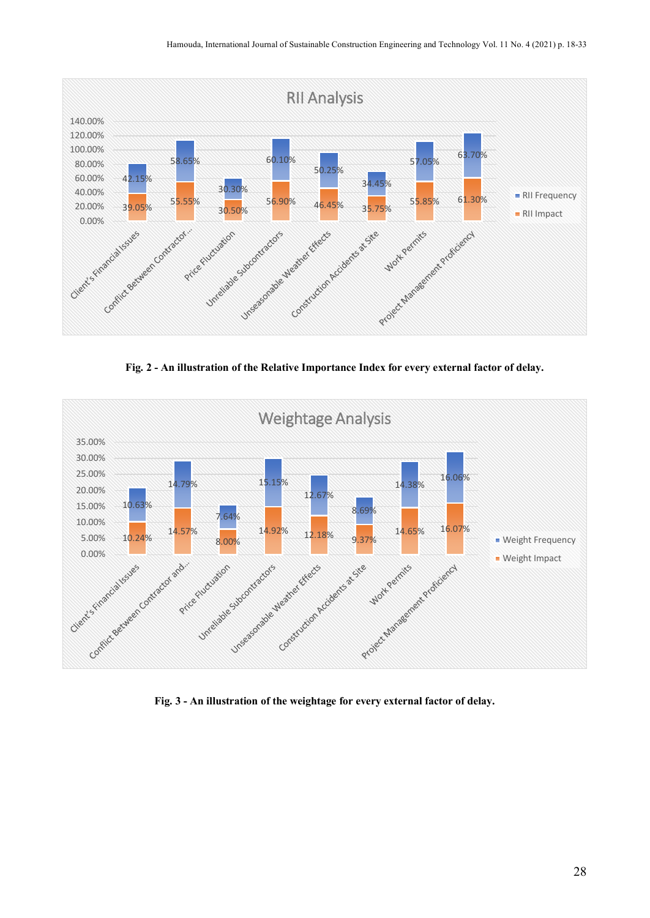**RII Analysis**

| Factor | RII Frequency | RII Impact |
|---|---|---|
| Client's Financial Issues | 42.15% | 39.05% |
| Conflict Between Contractor... | 58.65% | 55.55% |
| Price Fluctuation | 30.30% | 30.50% |
| Unreliable Subcontractors | 60.10% | 56.90% |
| Unseasonable Weather Effects | 50.25% | 46.45% |
| Construction Accidents at Site | 34.45% | 35.75% |
| Work Permits | 57.05% | 55.85% |
| Project Management Proficiency | 63.70% | 61.30% |

**Fig. 2 - An illustration of the Relative Importance Index for every external factor of delay.**

**Weightage Analysis**

| Factor | Weight Frequency | Weight Impact |
|---|---|---|
| Client's Financial Issues | 10.63% | 10.24% |
| Conflict Between Contractor and... | 14.79% | 14.57% |
| Price Fluctuation | 7.64% | 8.00% |
| Unreliable Subcontractors | 15.15% | 14.92% |
| Unseasonable Weather Effects | 12.67% | 12.18% |
| Construction Accidents at Site | 8.69% | 9.37% |
| Work Permits | 14.38% | 14.65% |
| Project Management Proficiency | 16.06% | 16.07% |

**Fig. 3 - An illustration of the weightage for every external factor of delay.**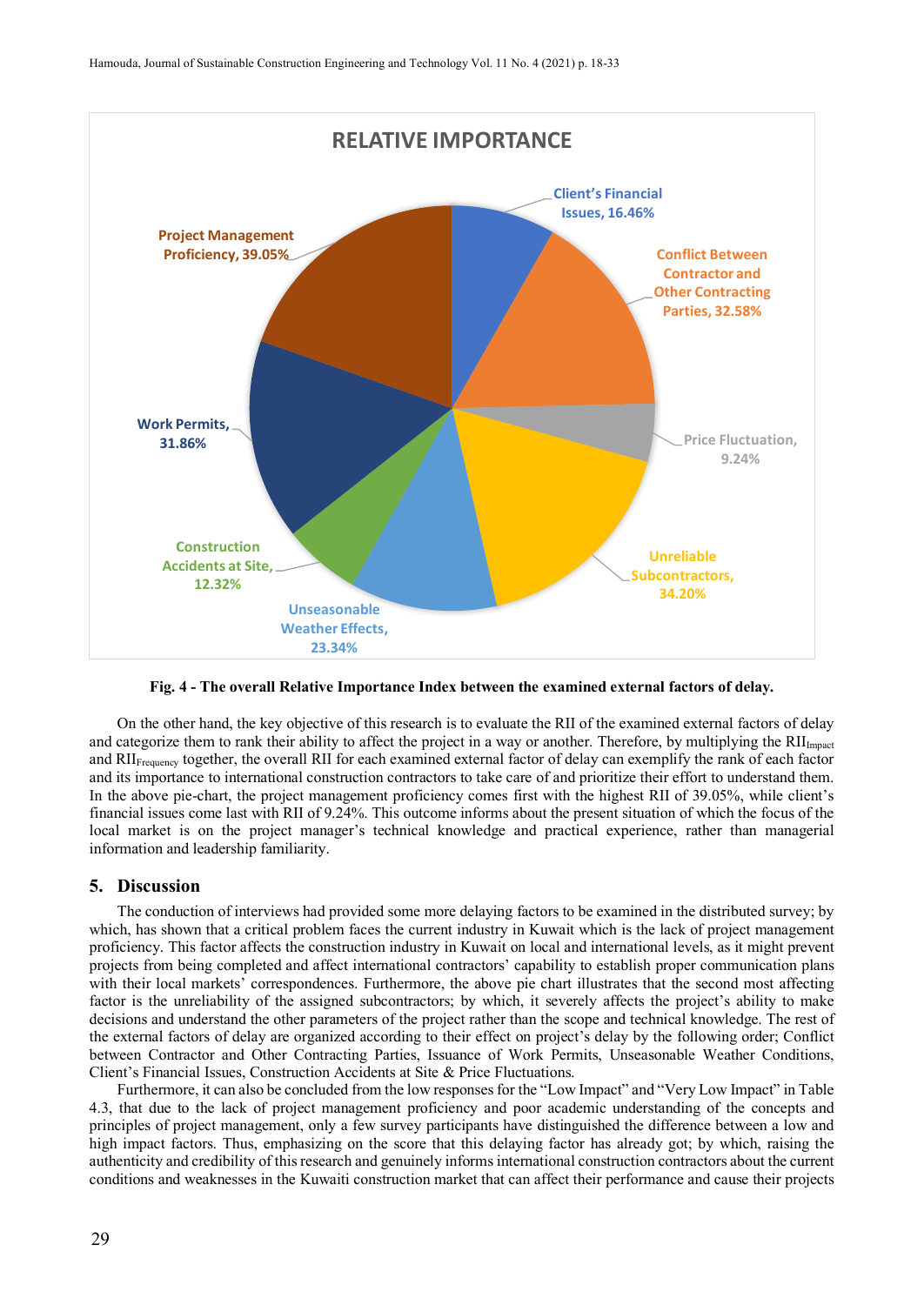Fig. 4 - The overall Relative Importance Index between the examined external factors of delay.

On the other hand, the key objective of this research is to evaluate the RII of the examined external factors of delay and categorize them to rank their ability to affect the project in a way or another. Therefore, by multiplying the $RII_{Impact}$ and $RII_{Frequency}$ together, the overall RII for each examined external factor of delay can exemplify the rank of each factor and its importance to international construction contractors to take care of and prioritize their effort to understand them. In the above pie-chart, the project management proficiency comes first with the highest RII of 39.05%, while client's financial issues come last with RII of 9.24%. This outcome informs about the present situation of which the focus of the local market is on the project manager's technical knowledge and practical experience, rather than managerial information and leadership familiarity.

## 5. Discussion

The conduction of interviews had provided some more delaying factors to be examined in the distributed survey; by which, has shown that a critical problem faces the current industry in Kuwait which is the lack of project management proficiency. This factor affects the construction industry in Kuwait on local and international levels, as it might prevent projects from being completed and affect international contractors' capability to establish proper communication plans with their local markets' correspondences. Furthermore, the above pie chart illustrates that the second most affecting factor is the unreliability of the assigned subcontractors; by which, it severely affects the project's ability to make decisions and understand the other parameters of the project rather than the scope and technical knowledge. The rest of the external factors of delay are organized according to their effect on project's delay by the following order; Conflict between Contractor and Other Contracting Parties, Issuance of Work Permits, Unseasonable Weather Conditions, Client's Financial Issues, Construction Accidents at Site & Price Fluctuations.

Furthermore, it can also be concluded from the low responses for the "Low Impact" and "Very Low Impact" in Table 4.3, that due to the lack of project management proficiency and poor academic understanding of the concepts and principles of project management, only a few survey participants have distinguished the difference between a low and high impact factors. Thus, emphasizing on the score that this delaying factor has already got; by which, raising the authenticity and credibility of this research and genuinely informs international construction contractors about the current conditions and weaknesses in the Kuwaiti construction market that can affect their performance and cause their projects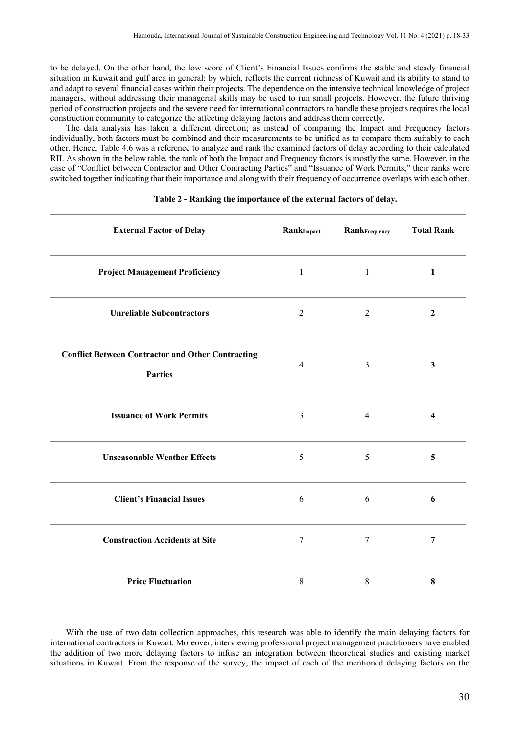to be delayed. On the other hand, the low score of Client's Financial Issues confirms the stable and steady financial situation in Kuwait and gulf area in general; by which, reflects the current richness of Kuwait and its ability to stand to and adapt to several financial cases within their projects. The dependence on the intensive technical knowledge of project managers, without addressing their managerial skills may be used to run small projects. However, the future thriving period of construction projects and the severe need for international contractors to handle these projects requires the local construction community to categorize the affecting delaying factors and address them correctly.

The data analysis has taken a different direction; as instead of comparing the Impact and Frequency factors individually, both factors must be combined and their measurements to be unified as to compare them suitably to each other. Hence, Table 4.6 was a reference to analyze and rank the examined factors of delay according to their calculated RII. As shown in the below table, the rank of both the Impact and Frequency factors is mostly the same. However, in the case of "Conflict between Contractor and Other Contracting Parties" and "Issuance of Work Permits;" their ranks were switched together indicating that their importance and along with their frequency of occurrence overlaps with each other.

**Table 2 - Ranking the importance of the external factors of delay.**

| External Factor of Delay | $Rank_{Impact}$ | $Rank_{Frequency}$ | Total Rank |
|---|---|---|---|
| **Project Management Proficiency** | 1 | 1 | **1** |
| **Unreliable Subcontractors** | 2 | 2 | **2** |
| **Conflict Between Contractor and Other Contracting Parties** | 4 | 3 | **3** |
| **Issuance of Work Permits** | 3 | 4 | **4** |
| **Unseasonable Weather Effects** | 5 | 5 | **5** |
| **Client's Financial Issues** | 6 | 6 | **6** |
| **Construction Accidents at Site** | 7 | 7 | **7** |
| **Price Fluctuation** | 8 | 8 | **8** |

With the use of two data collection approaches, this research was able to identify the main delaying factors for international contractors in Kuwait. Moreover, interviewing professional project management practitioners have enabled the addition of two more delaying factors to infuse an integration between theoretical studies and existing market situations in Kuwait. From the response of the survey, the impact of each of the mentioned delaying factors on the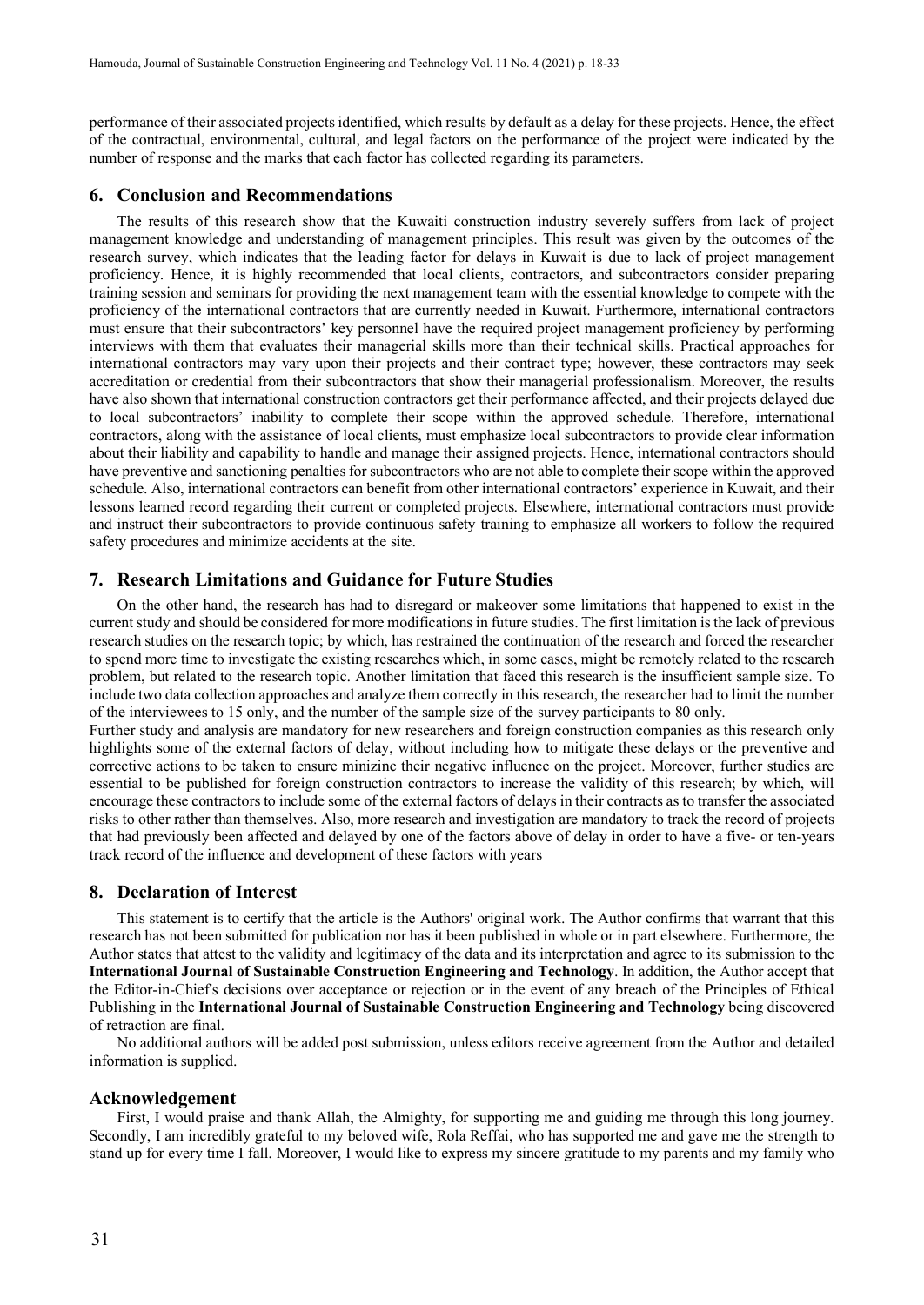performance of their associated projects identified, which results by default as a delay for these projects. Hence, the effect of the contractual, environmental, cultural, and legal factors on the performance of the project were indicated by the number of response and the marks that each factor has collected regarding its parameters.

## 6. Conclusion and Recommendations

The results of this research show that the Kuwaiti construction industry severely suffers from lack of project management knowledge and understanding of management principles. This result was given by the outcomes of the research survey, which indicates that the leading factor for delays in Kuwait is due to lack of project management proficiency. Hence, it is highly recommended that local clients, contractors, and subcontractors consider preparing training session and seminars for providing the next management team with the essential knowledge to compete with the proficiency of the international contractors that are currently needed in Kuwait. Furthermore, international contractors must ensure that their subcontractors' key personnel have the required project management proficiency by performing interviews with them that evaluates their managerial skills more than their technical skills. Practical approaches for international contractors may vary upon their projects and their contract type; however, these contractors may seek accreditation or credential from their subcontractors that show their managerial professionalism. Moreover, the results have also shown that international construction contractors get their performance affected, and their projects delayed due to local subcontractors' inability to complete their scope within the approved schedule. Therefore, international contractors, along with the assistance of local clients, must emphasize local subcontractors to provide clear information about their liability and capability to handle and manage their assigned projects. Hence, international contractors should have preventive and sanctioning penalties for subcontractors who are not able to complete their scope within the approved schedule. Also, international contractors can benefit from other international contractors' experience in Kuwait, and their lessons learned record regarding their current or completed projects. Elsewhere, international contractors must provide and instruct their subcontractors to provide continuous safety training to emphasize all workers to follow the required safety procedures and minimize accidents at the site.

## 7. Research Limitations and Guidance for Future Studies

On the other hand, the research has had to disregard or makeover some limitations that happened to exist in the current study and should be considered for more modifications in future studies. The first limitation is the lack of previous research studies on the research topic; by which, has restrained the continuation of the research and forced the researcher to spend more time to investigate the existing researches which, in some cases, might be remotely related to the research problem, but related to the research topic. Another limitation that faced this research is the insufficient sample size. To include two data collection approaches and analyze them correctly in this research, the researcher had to limit the number of the interviewees to 15 only, and the number of the sample size of the survey participants to 80 only.

Further study and analysis are mandatory for new researchers and foreign construction companies as this research only highlights some of the external factors of delay, without including how to mitigate these delays or the preventive and corrective actions to be taken to ensure minizine their negative influence on the project. Moreover, further studies are essential to be published for foreign construction contractors to increase the validity of this research; by which, will encourage these contractors to include some of the external factors of delays in their contracts as to transfer the associated risks to other rather than themselves. Also, more research and investigation are mandatory to track the record of projects that had previously been affected and delayed by one of the factors above of delay in order to have a five- or ten-years track record of the influence and development of these factors with years

## 8. Declaration of Interest

This statement is to certify that the article is the Authors' original work. The Author confirms that warrant that this research has not been submitted for publication nor has it been published in whole or in part elsewhere. Furthermore, the Author states that attest to the validity and legitimacy of the data and its interpretation and agree to its submission to the **International Journal of Sustainable Construction Engineering and Technology**. In addition, the Author accept that the Editor-in-Chief's decisions over acceptance or rejection or in the event of any breach of the Principles of Ethical Publishing in the **International Journal of Sustainable Construction Engineering and Technology** being discovered of retraction are final.

No additional authors will be added post submission, unless editors receive agreement from the Author and detailed information is supplied.

## Acknowledgement

First, I would praise and thank Allah, the Almighty, for supporting me and guiding me through this long journey. Secondly, I am incredibly grateful to my beloved wife, Rola Reffai, who has supported me and gave me the strength to stand up for every time I fall. Moreover, I would like to express my sincere gratitude to my parents and my family who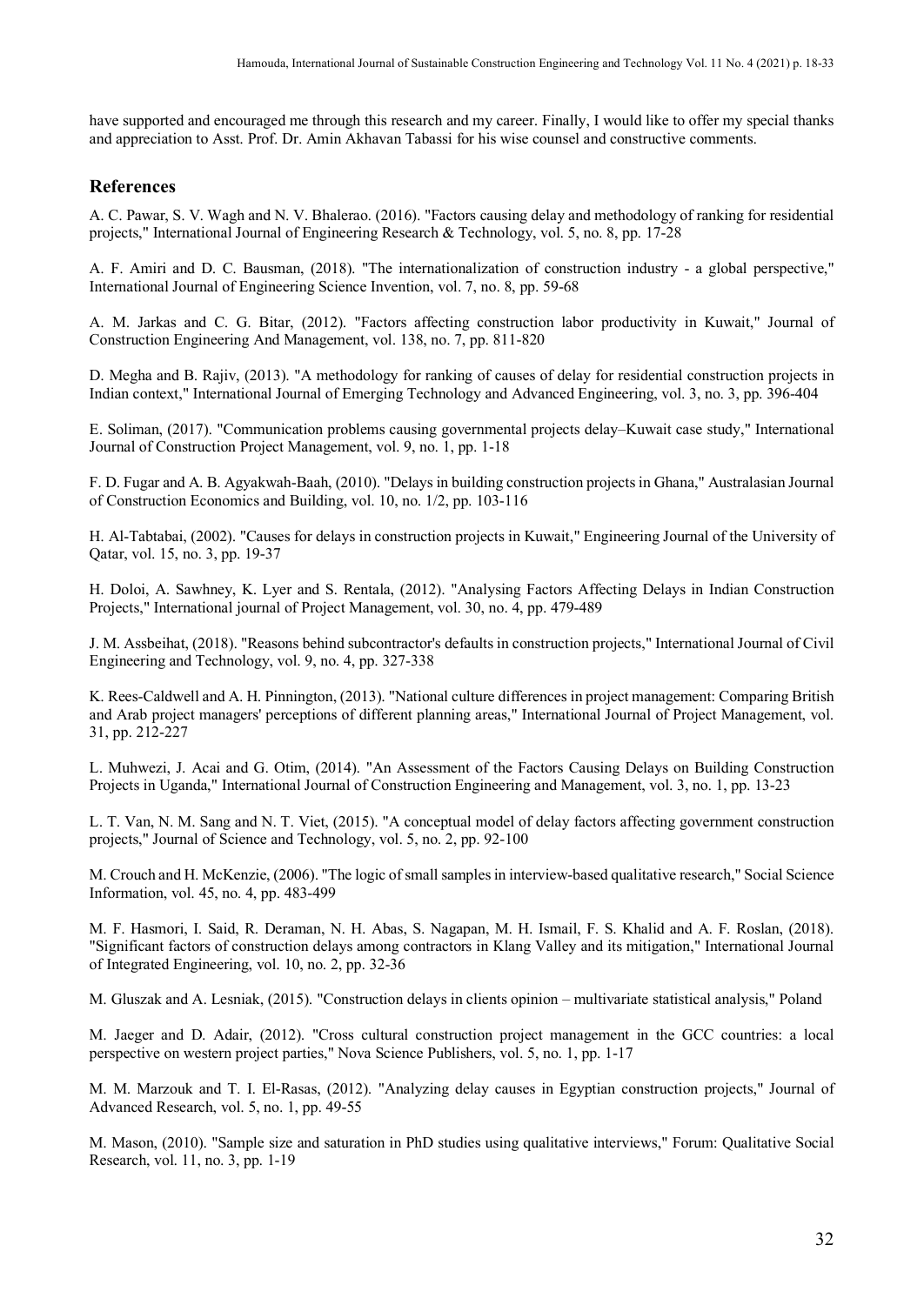have supported and encouraged me through this research and my career. Finally, I would like to offer my special thanks and appreciation to Asst. Prof. Dr. Amin Akhavan Tabassi for his wise counsel and constructive comments.

## References

A. C. Pawar, S. V. Wagh and N. V. Bhalerao. (2016). "Factors causing delay and methodology of ranking for residential projects," International Journal of Engineering Research & Technology, vol. 5, no. 8, pp. 17-28

A. F. Amiri and D. C. Bausman, (2018). "The internationalization of construction industry - a global perspective," International Journal of Engineering Science Invention, vol. 7, no. 8, pp. 59-68

A. M. Jarkas and C. G. Bitar, (2012). "Factors affecting construction labor productivity in Kuwait," Journal of Construction Engineering And Management, vol. 138, no. 7, pp. 811-820

D. Megha and B. Rajiv, (2013). "A methodology for ranking of causes of delay for residential construction projects in Indian context," International Journal of Emerging Technology and Advanced Engineering, vol. 3, no. 3, pp. 396-404

E. Soliman, (2017). "Communication problems causing governmental projects delay–Kuwait case study," International Journal of Construction Project Management, vol. 9, no. 1, pp. 1-18

F. D. Fugar and A. B. Agyakwah-Baah, (2010). "Delays in building construction projects in Ghana," Australasian Journal of Construction Economics and Building, vol. 10, no. 1/2, pp. 103-116

H. Al-Tabtabai, (2002). "Causes for delays in construction projects in Kuwait," Engineering Journal of the University of Qatar, vol. 15, no. 3, pp. 19-37

H. Doloi, A. Sawhney, K. Lyer and S. Rentala, (2012). "Analysing Factors Affecting Delays in Indian Construction Projects," International journal of Project Management, vol. 30, no. 4, pp. 479-489

J. M. Assbeihat, (2018). "Reasons behind subcontractor's defaults in construction projects," International Journal of Civil Engineering and Technology, vol. 9, no. 4, pp. 327-338

K. Rees-Caldwell and A. H. Pinnington, (2013). "National culture differences in project management: Comparing British and Arab project managers' perceptions of different planning areas," International Journal of Project Management, vol. 31, pp. 212-227

L. Muhwezi, J. Acai and G. Otim, (2014). "An Assessment of the Factors Causing Delays on Building Construction Projects in Uganda," International Journal of Construction Engineering and Management, vol. 3, no. 1, pp. 13-23

L. T. Van, N. M. Sang and N. T. Viet, (2015). "A conceptual model of delay factors affecting government construction projects," Journal of Science and Technology, vol. 5, no. 2, pp. 92-100

M. Crouch and H. McKenzie, (2006). "The logic of small samples in interview-based qualitative research," Social Science Information, vol. 45, no. 4, pp. 483-499

M. F. Hasmori, I. Said, R. Deraman, N. H. Abas, S. Nagapan, M. H. Ismail, F. S. Khalid and A. F. Roslan, (2018). "Significant factors of construction delays among contractors in Klang Valley and its mitigation," International Journal of Integrated Engineering, vol. 10, no. 2, pp. 32-36

M. Gluszak and A. Lesniak, (2015). "Construction delays in clients opinion – multivariate statistical analysis," Poland

M. Jaeger and D. Adair, (2012). "Cross cultural construction project management in the GCC countries: a local perspective on western project parties," Nova Science Publishers, vol. 5, no. 1, pp. 1-17

M. M. Marzouk and T. I. El-Rasas, (2012). "Analyzing delay causes in Egyptian construction projects," Journal of Advanced Research, vol. 5, no. 1, pp. 49-55

M. Mason, (2010). "Sample size and saturation in PhD studies using qualitative interviews," Forum: Qualitative Social Research, vol. 11, no. 3, pp. 1-19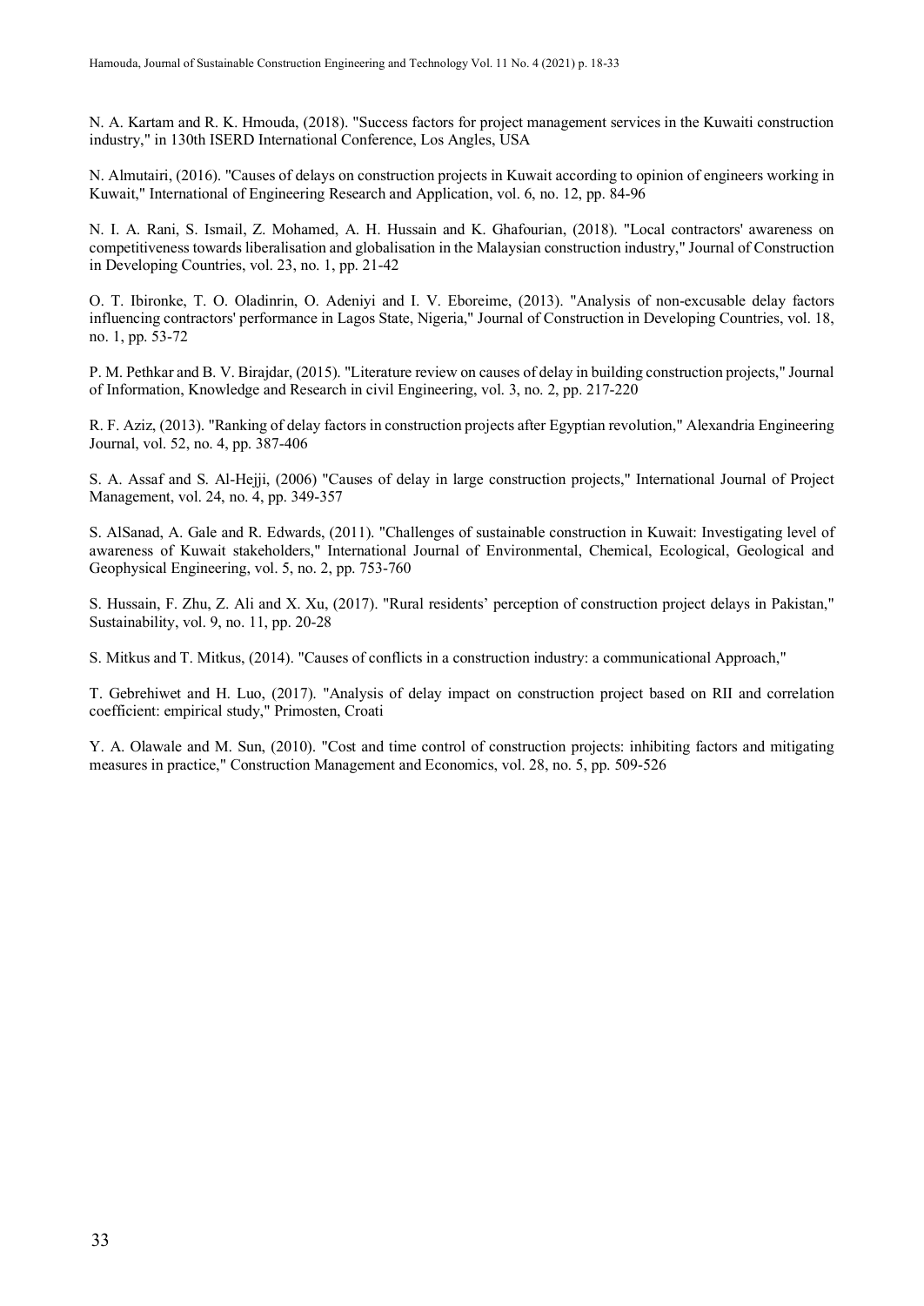N. A. Kartam and R. K. Hmouda, (2018). "Success factors for project management services in the Kuwaiti construction industry," in 130th ISERD International Conference, Los Angles, USA

N. Almutairi, (2016). "Causes of delays on construction projects in Kuwait according to opinion of engineers working in Kuwait," International of Engineering Research and Application, vol. 6, no. 12, pp. 84-96

N. I. A. Rani, S. Ismail, Z. Mohamed, A. H. Hussain and K. Ghafourian, (2018). "Local contractors' awareness on competitiveness towards liberalisation and globalisation in the Malaysian construction industry," Journal of Construction in Developing Countries, vol. 23, no. 1, pp. 21-42

O. T. Ibironke, T. O. Oladinrin, O. Adeniyi and I. V. Eboreime, (2013). "Analysis of non-excusable delay factors influencing contractors' performance in Lagos State, Nigeria," Journal of Construction in Developing Countries, vol. 18, no. 1, pp. 53-72

P. M. Pethkar and B. V. Birajdar, (2015). "Literature review on causes of delay in building construction projects," Journal of Information, Knowledge and Research in civil Engineering, vol. 3, no. 2, pp. 217-220

R. F. Aziz, (2013). "Ranking of delay factors in construction projects after Egyptian revolution," Alexandria Engineering Journal, vol. 52, no. 4, pp. 387-406

S. A. Assaf and S. Al-Hejji, (2006) "Causes of delay in large construction projects," International Journal of Project Management, vol. 24, no. 4, pp. 349-357

S. AlSanad, A. Gale and R. Edwards, (2011). "Challenges of sustainable construction in Kuwait: Investigating level of awareness of Kuwait stakeholders," International Journal of Environmental, Chemical, Ecological, Geological and Geophysical Engineering, vol. 5, no. 2, pp. 753-760

S. Hussain, F. Zhu, Z. Ali and X. Xu, (2017). "Rural residents' perception of construction project delays in Pakistan," Sustainability, vol. 9, no. 11, pp. 20-28

S. Mitkus and T. Mitkus, (2014). "Causes of conflicts in a construction industry: a communicational Approach,"

T. Gebrehiwet and H. Luo, (2017). "Analysis of delay impact on construction project based on RII and correlation coefficient: empirical study," Primosten, Croati

Y. A. Olawale and M. Sun, (2010). "Cost and time control of construction projects: inhibiting factors and mitigating measures in practice," Construction Management and Economics, vol. 28, no. 5, pp. 509-526